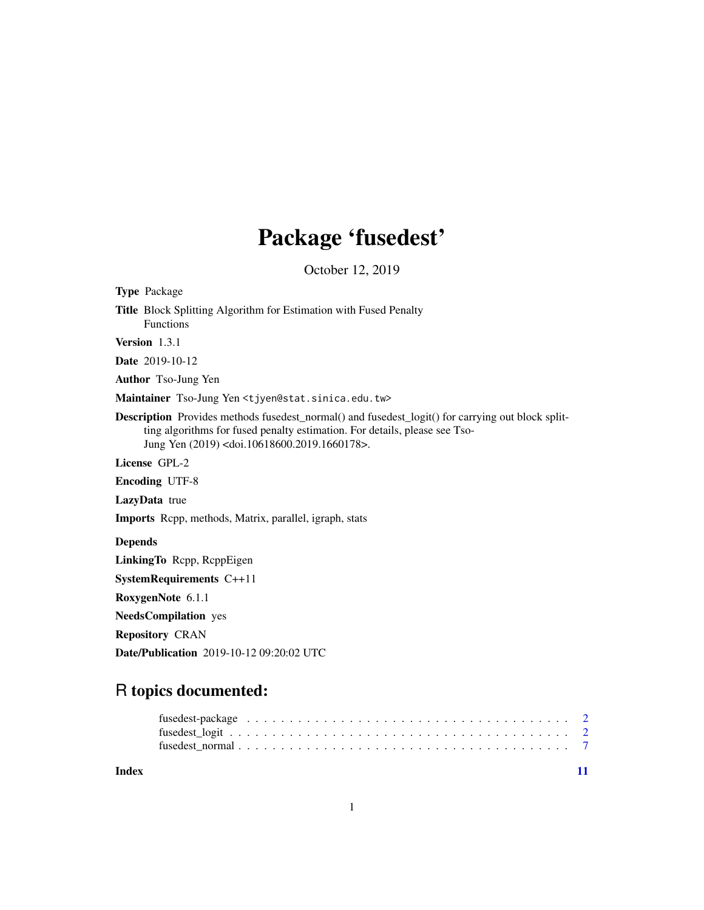# Package 'fusedest'

October 12, 2019

**Type** Package

**Title** Block Splitting Algorithm for Estimation with Fused Penalty Functions

**Version** 1.3.1

**Date** 2019-10-12

**Author** Tso-Jung Yen

**Maintainer** Tso-Jung Yen <tjyen@stat.sinica.edu.tw>

**Description** Provides methods fusedest_normal() and fusedest_logit() for carrying out block splitting algorithms for fused penalty estimation. For details, please see Tso-Jung Yen (2019) <doi.10618600.2019.1660178>.

**License** GPL-2

**Encoding** UTF-8

**LazyData** true

**Imports** Rcpp, methods, Matrix, parallel, igraph, stats

**Depends**

**LinkingTo** Rcpp, RcppEigen

**SystemRequirements** C++11

**RoxygenNote** 6.1.1

**NeedsCompilation** yes

**Repository** CRAN

**Date/Publication** 2019-10-12 09:20:02 UTC

## R topics documented:

| | |
|---|---|
| fusedest-package | 2 |
| fusedest_logit | 2 |
| fusedest_normal | 7 |
| **Index** | **11** |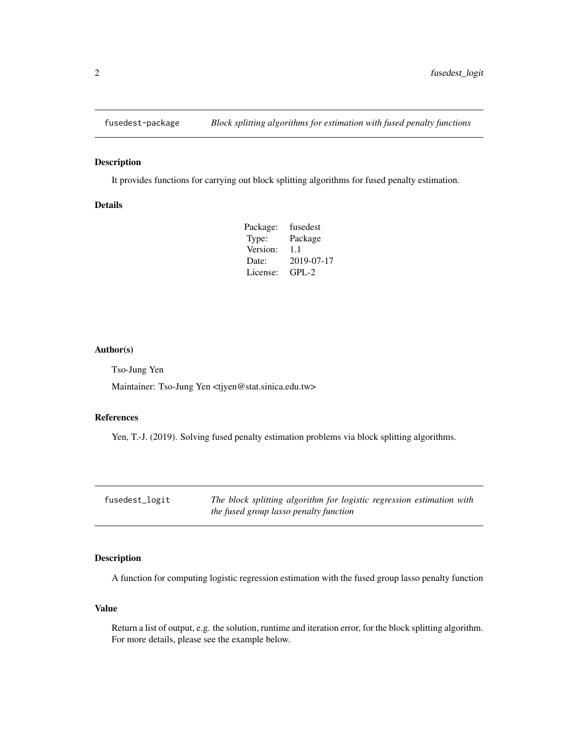## fusedest-package — *Block splitting algorithms for estimation with fused penalty functions*

### Description

It provides functions for carrying out block splitting algorithms for fused penalty estimation.

### Details

| | |
|---|---|
| Package: | fusedest |
| Type: | Package |
| Version: | 1.1 |
| Date: | 2019-07-17 |
| License: | GPL-2 |

### Author(s)

Tso-Jung Yen

Maintainer: Tso-Jung Yen <tjyen@stat.sinica.edu.tw>

### References

Yen, T.-J. (2019). Solving fused penalty estimation problems via block splitting algorithms.

## fusedest_logit — *The block splitting algorithm for logistic regression estimation with the fused group lasso penalty function*

### Description

A function for computing logistic regression estimation with the fused group lasso penalty function

### Value

Return a list of output, e.g. the solution, runtime and iteration error, for the block splitting algorithm. For more details, please see the example below.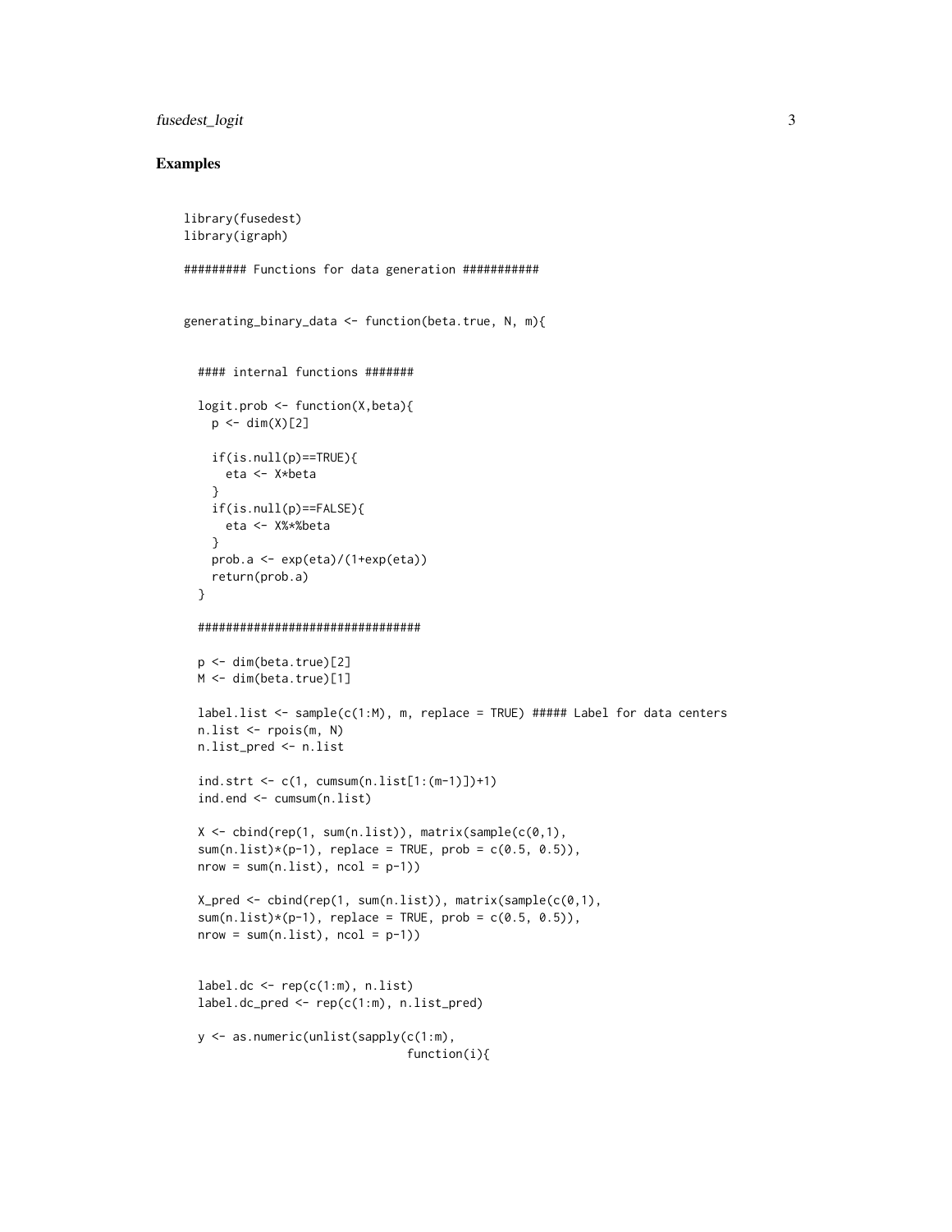## Examples

```
library(fusedest)
library(igraph)

######### Functions for data generation ###########


generating_binary_data <- function(beta.true, N, m){


  #### internal functions #######

  logit.prob <- function(X,beta){
    p <- dim(X)[2]

    if(is.null(p)==TRUE){
      eta <- X*beta
    }
    if(is.null(p)==FALSE){
      eta <- X%*%beta
    }
    prob.a <- exp(eta)/(1+exp(eta))
    return(prob.a)
  }

  ################################

  p <- dim(beta.true)[2]
  M <- dim(beta.true)[1]

  label.list <- sample(c(1:M), m, replace = TRUE) ##### Label for data centers
  n.list <- rpois(m, N)
  n.list_pred <- n.list

  ind.strt <- c(1, cumsum(n.list[1:(m-1)])+1)
  ind.end <- cumsum(n.list)

  X <- cbind(rep(1, sum(n.list)), matrix(sample(c(0,1),
  sum(n.list)*(p-1), replace = TRUE, prob = c(0.5, 0.5)),
  nrow = sum(n.list), ncol = p-1))

  X_pred <- cbind(rep(1, sum(n.list)), matrix(sample(c(0,1),
  sum(n.list)*(p-1), replace = TRUE, prob = c(0.5, 0.5)),
  nrow = sum(n.list), ncol = p-1))


  label.dc <- rep(c(1:m), n.list)
  label.dc_pred <- rep(c(1:m), n.list_pred)

  y <- as.numeric(unlist(sapply(c(1:m),
                                function(i){
```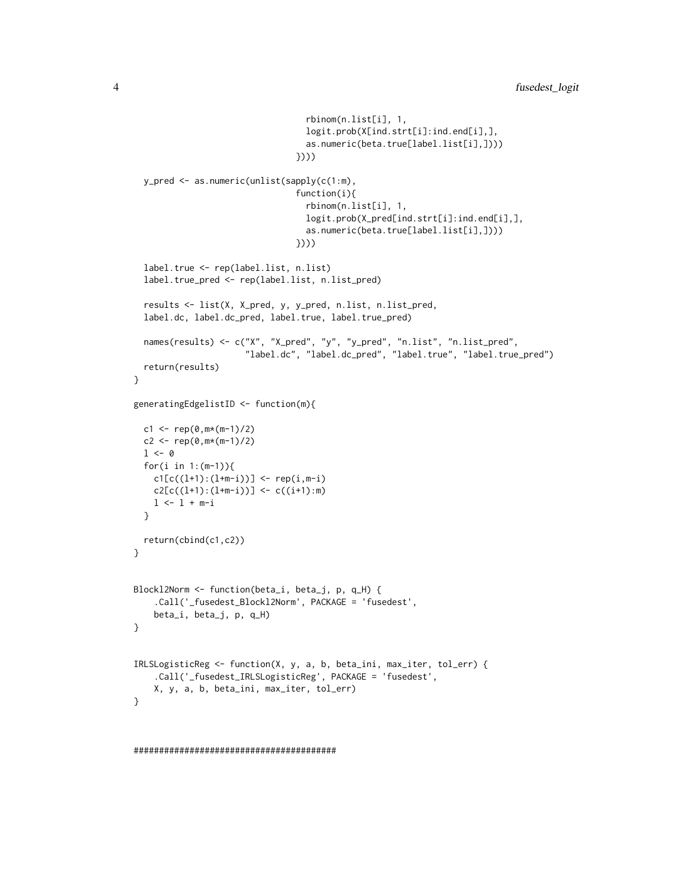```
                                rbinom(n.list[i], 1,
                                logit.prob(X[ind.strt[i]:ind.end[i],],
                                as.numeric(beta.true[label.list[i],])))
                              })))

  y_pred <- as.numeric(unlist(sapply(c(1:m),
                              function(i){
                                rbinom(n.list[i], 1,
                                logit.prob(X_pred[ind.strt[i]:ind.end[i],],
                                as.numeric(beta.true[label.list[i],])))
                              })))

  label.true <- rep(label.list, n.list)
  label.true_pred <- rep(label.list, n.list_pred)

  results <- list(X, X_pred, y, y_pred, n.list, n.list_pred,
  label.dc, label.dc_pred, label.true, label.true_pred)

  names(results) <- c("X", "X_pred", "y", "y_pred", "n.list", "n.list_pred",
                      "label.dc", "label.dc_pred", "label.true", "label.true_pred")
  return(results)
}

generatingEdgelistID <- function(m){

  c1 <- rep(0,m*(m-1)/2)
  c2 <- rep(0,m*(m-1)/2)
  l <- 0
  for(i in 1:(m-1)){
    c1[c((l+1):(l+m-i))] <- rep(i,m-i)
    c2[c((l+1):(l+m-i))] <- c((i+1):m)
    l <- l + m-i
  }

  return(cbind(c1,c2))
}


Blockl2Norm <- function(beta_i, beta_j, p, q_H) {
    .Call('_fusedest_Blockl2Norm', PACKAGE = 'fusedest',
    beta_i, beta_j, p, q_H)
}


IRLSLogisticReg <- function(X, y, a, b, beta_ini, max_iter, tol_err) {
    .Call('_fusedest_IRLSLogisticReg', PACKAGE = 'fusedest',
    X, y, a, b, beta_ini, max_iter, tol_err)
}



########################################
```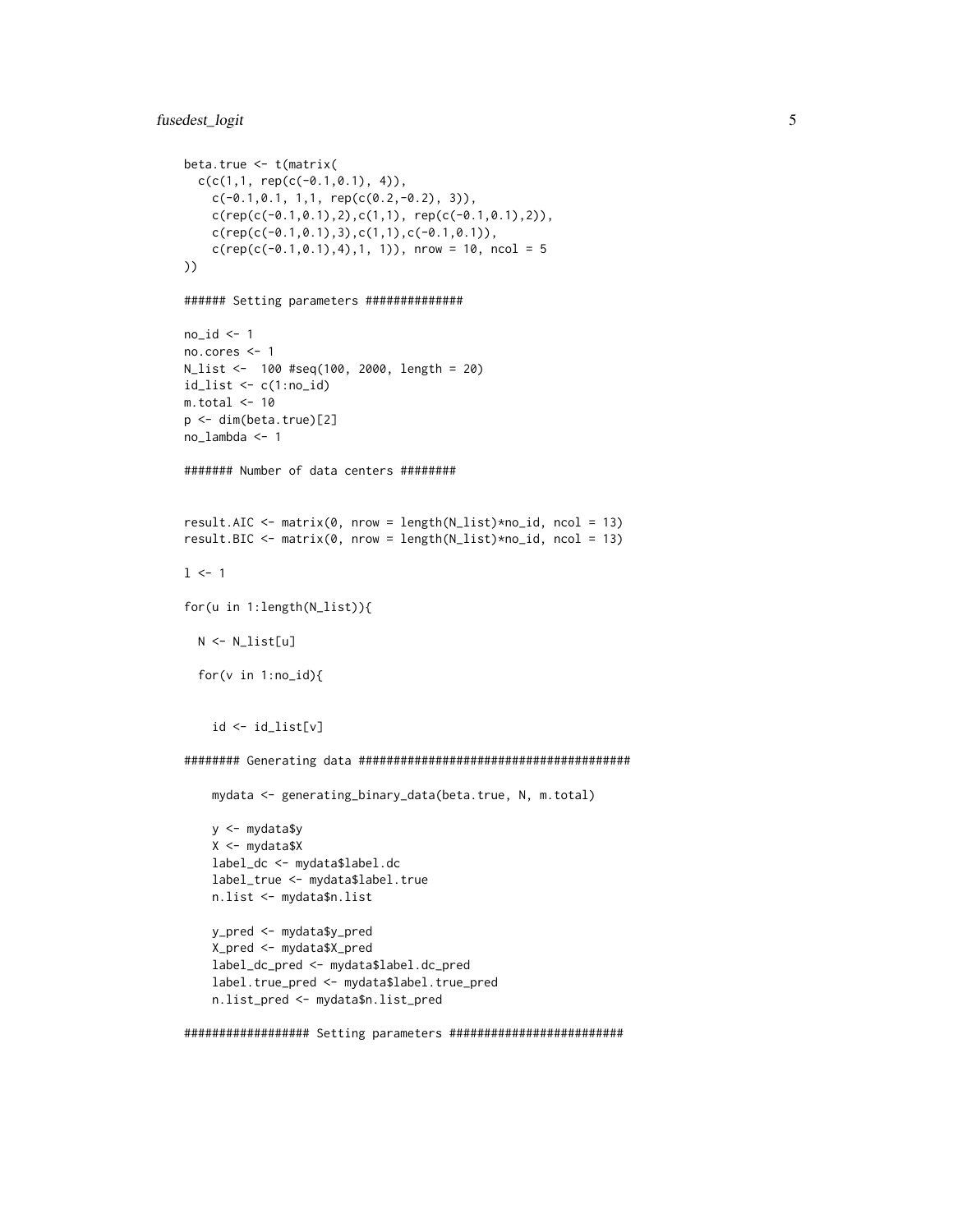```
beta.true <- t(matrix(
  c(c(1,1, rep(c(-0.1,0.1), 4)),
    c(-0.1,0.1, 1,1, rep(c(0.2,-0.2), 3)),
    c(rep(c(-0.1,0.1),2),c(1,1), rep(c(-0.1,0.1),2)),
    c(rep(c(-0.1,0.1),3),c(1,1),c(-0.1,0.1)),
    c(rep(c(-0.1,0.1),4),1, 1)), nrow = 10, ncol = 5
))

###### Setting parameters ##############

no_id <- 1
no.cores <- 1
N_list <-  100 #seq(100, 2000, length = 20)
id_list <- c(1:no_id)
m.total <- 10
p <- dim(beta.true)[2]
no_lambda <- 1

####### Number of data centers ########


result.AIC <- matrix(0, nrow = length(N_list)*no_id, ncol = 13)
result.BIC <- matrix(0, nrow = length(N_list)*no_id, ncol = 13)

l <- 1

for(u in 1:length(N_list)){

  N <- N_list[u]

  for(v in 1:no_id){


    id <- id_list[v]

######## Generating data ######################################

    mydata <- generating_binary_data(beta.true, N, m.total)

    y <- mydata$y
    X <- mydata$X
    label_dc <- mydata$label.dc
    label_true <- mydata$label.true
    n.list <- mydata$n.list

    y_pred <- mydata$y_pred
    X_pred <- mydata$X_pred
    label_dc_pred <- mydata$label.dc_pred
    label.true_pred <- mydata$label.true_pred
    n.list_pred <- mydata$n.list_pred

################## Setting parameters ########################
```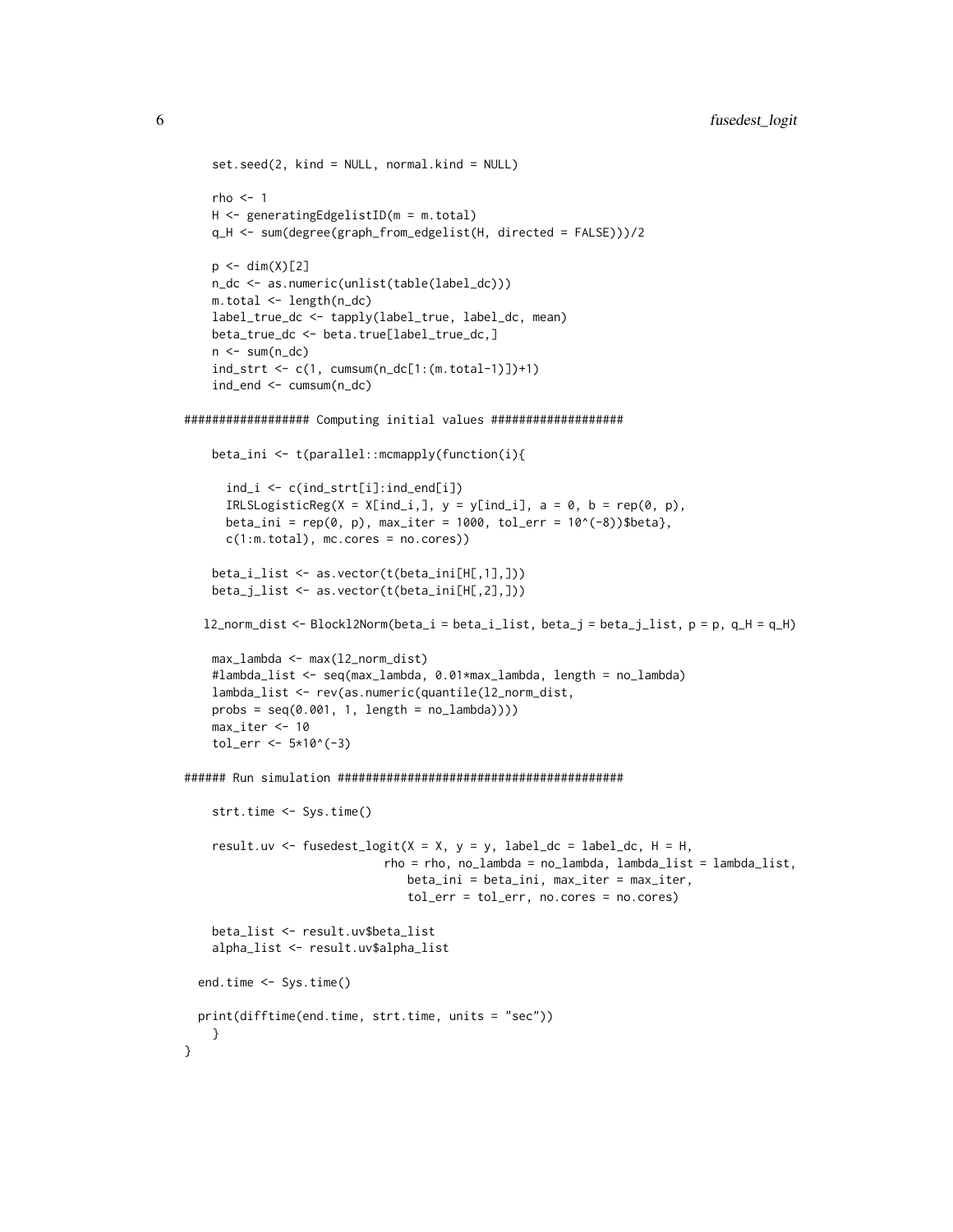```
    set.seed(2, kind = NULL, normal.kind = NULL)

    rho <- 1
    H <- generatingEdgelistID(m = m.total)
    q_H <- sum(degree(graph_from_edgelist(H, directed = FALSE)))/2

    p <- dim(X)[2]
    n_dc <- as.numeric(unlist(table(label_dc)))
    m.total <- length(n_dc)
    label_true_dc <- tapply(label_true, label_dc, mean)
    beta_true_dc <- beta.true[label_true_dc,]
    n <- sum(n_dc)
    ind_strt <- c(1, cumsum(n_dc[1:(m.total-1)])+1)
    ind_end <- cumsum(n_dc)

################# Computing initial values ##################

    beta_ini <- t(parallel::mcmapply(function(i){

      ind_i <- c(ind_strt[i]:ind_end[i])
      IRLSLogisticReg(X = X[ind_i,], y = y[ind_i], a = 0, b = rep(0, p),
      beta_ini = rep(0, p), max_iter = 1000, tol_err = 10^(-8))$beta},
      c(1:m.total), mc.cores = no.cores))

    beta_i_list <- as.vector(t(beta_ini[H[,1],]))
    beta_j_list <- as.vector(t(beta_ini[H[,2],]))

   l2_norm_dist <- Blockl2Norm(beta_i = beta_i_list, beta_j = beta_j_list, p = p, q_H = q_H)

    max_lambda <- max(l2_norm_dist)
    #lambda_list <- seq(max_lambda, 0.01*max_lambda, length = no_lambda)
    lambda_list <- rev(as.numeric(quantile(l2_norm_dist,
    probs = seq(0.001, 1, length = no_lambda))))
    max_iter <- 10
    tol_err <- 5*10^(-3)

###### Run simulation ########################################

    strt.time <- Sys.time()

    result.uv <- fusedest_logit(X = X, y = y, label_dc = label_dc, H = H,
                            rho = rho, no_lambda = no_lambda, lambda_list = lambda_list,
                                beta_ini = beta_ini, max_iter = max_iter,
                                tol_err = tol_err, no.cores = no.cores)

    beta_list <- result.uv$beta_list
    alpha_list <- result.uv$alpha_list

  end.time <- Sys.time()

  print(difftime(end.time, strt.time, units = "sec"))
    }
}
```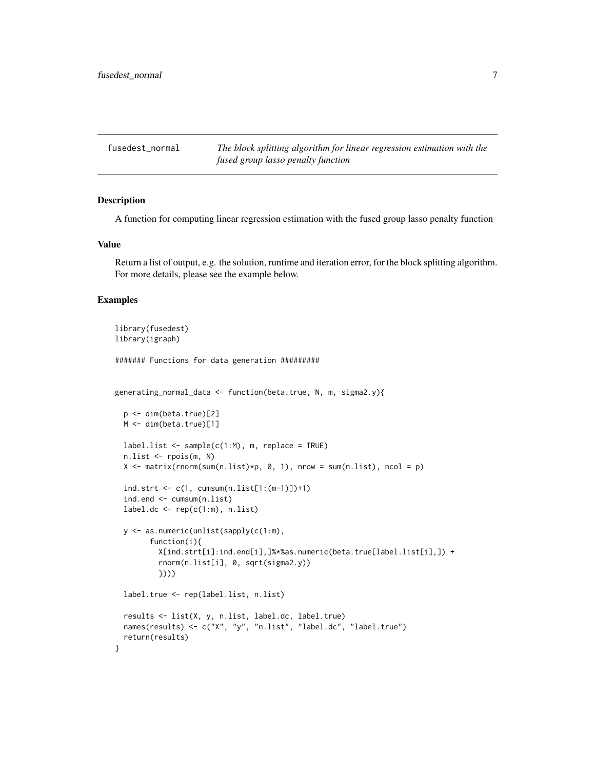# fusedest_normal

*The block splitting algorithm for linear regression estimation with the fused group lasso penalty function*

## Description

A function for computing linear regression estimation with the fused group lasso penalty function

## Value

Return a list of output, e.g. the solution, runtime and iteration error, for the block splitting algorithm. For more details, please see the example below.

## Examples

```
library(fusedest)
library(igraph)

####### Functions for data generation #########


generating_normal_data <- function(beta.true, N, m, sigma2.y){

  p <- dim(beta.true)[2]
  M <- dim(beta.true)[1]

  label.list <- sample(c(1:M), m, replace = TRUE)
  n.list <- rpois(m, N)
  X <- matrix(rnorm(sum(n.list)*p, 0, 1), nrow = sum(n.list), ncol = p)

  ind.strt <- c(1, cumsum(n.list[1:(m-1)])+1)
  ind.end <- cumsum(n.list)
  label.dc <- rep(c(1:m), n.list)

  y <- as.numeric(unlist(sapply(c(1:m),
        function(i){
          X[ind.strt[i]:ind.end[i],]%*%as.numeric(beta.true[label.list[i],]) +
          rnorm(n.list[i], 0, sqrt(sigma2.y))
          })))

  label.true <- rep(label.list, n.list)

  results <- list(X, y, n.list, label.dc, label.true)
  names(results) <- c("X", "y", "n.list", "label.dc", "label.true")
  return(results)
}
```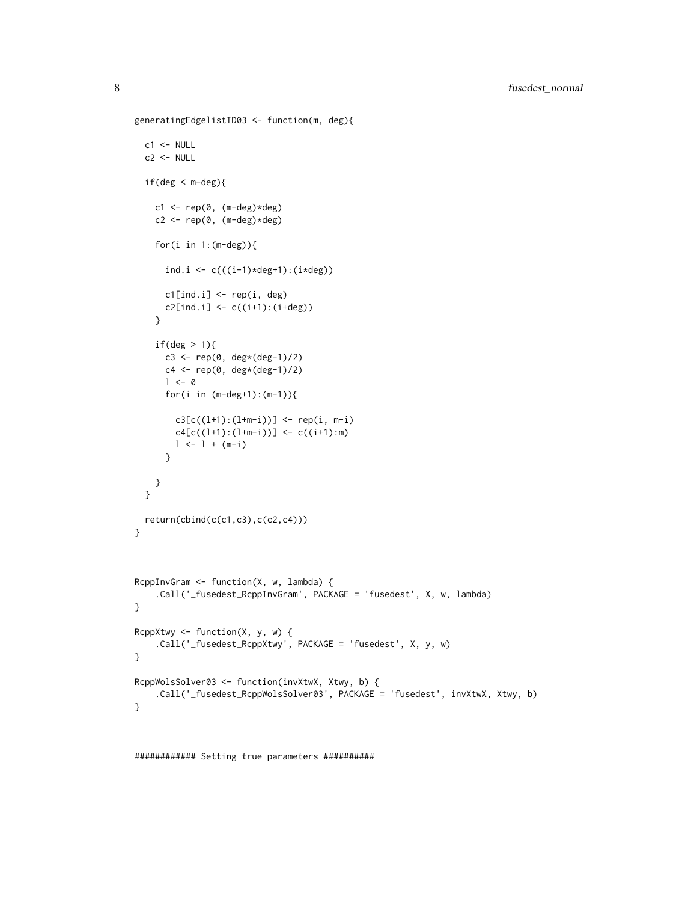```
generatingEdgelistID03 <- function(m, deg){

  c1 <- NULL
  c2 <- NULL

  if(deg < m-deg){

    c1 <- rep(0, (m-deg)*deg)
    c2 <- rep(0, (m-deg)*deg)

    for(i in 1:(m-deg)){

      ind.i <- c(((i-1)*deg+1):(i*deg))

      c1[ind.i] <- rep(i, deg)
      c2[ind.i] <- c((i+1):(i+deg))
    }

    if(deg > 1){
      c3 <- rep(0, deg*(deg-1)/2)
      c4 <- rep(0, deg*(deg-1)/2)
      l <- 0
      for(i in (m-deg+1):(m-1)){

        c3[c((l+1):(l+m-i))] <- rep(i, m-i)
        c4[c((l+1):(l+m-i))] <- c((i+1):m)
        l <- l + (m-i)
      }

    }
  }

  return(cbind(c(c1,c3),c(c2,c4)))
}



RcppInvGram <- function(X, w, lambda) {
    .Call('_fusedest_RcppInvGram', PACKAGE = 'fusedest', X, w, lambda)
}

RcppXtwy <- function(X, y, w) {
    .Call('_fusedest_RcppXtwy', PACKAGE = 'fusedest', X, y, w)
}

RcppWolsSolver03 <- function(invXtwX, Xtwy, b) {
    .Call('_fusedest_RcppWolsSolver03', PACKAGE = 'fusedest', invXtwX, Xtwy, b)
}



############ Setting true parameters ##########
```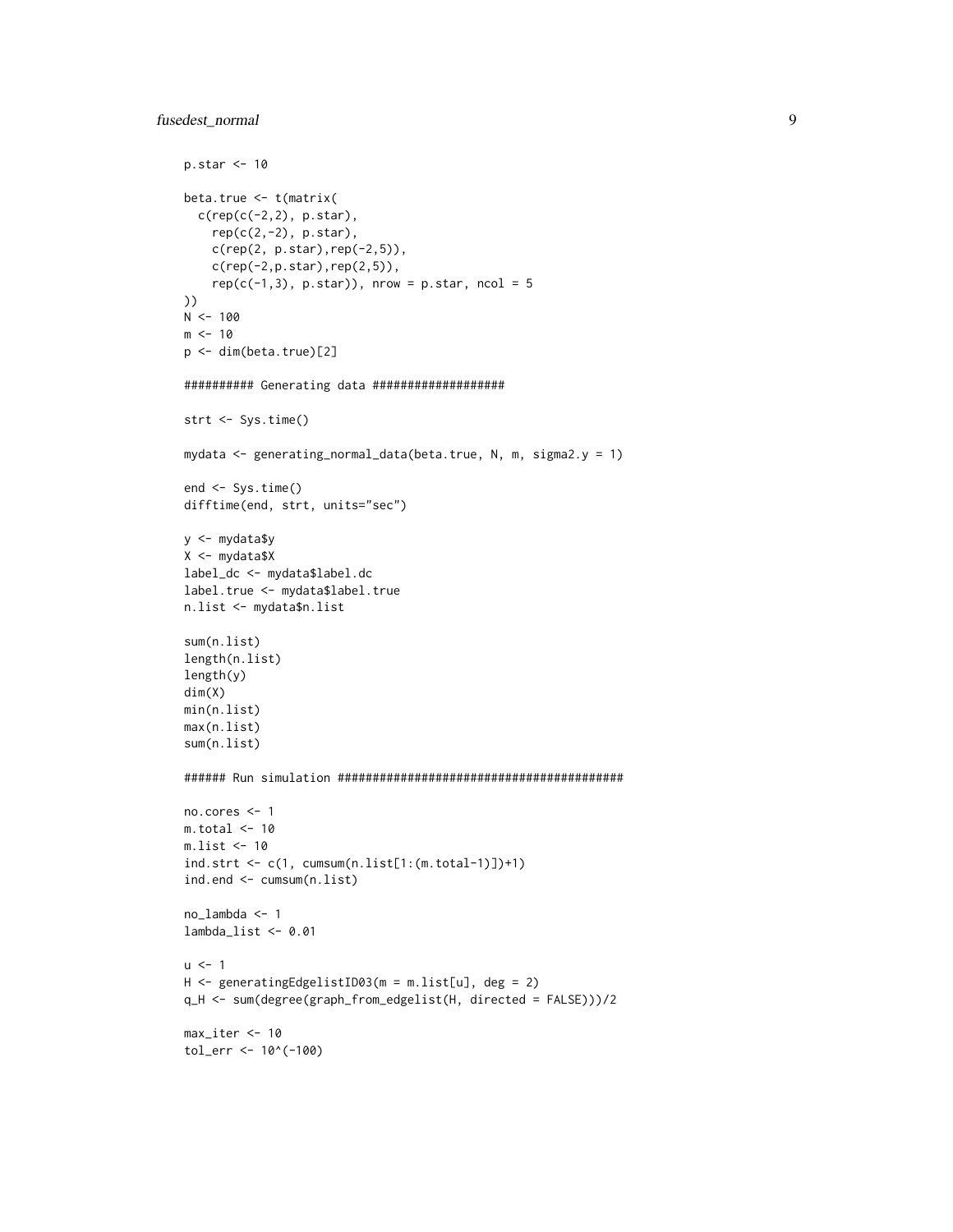```
p.star <- 10

beta.true <- t(matrix(
  c(rep(c(-2,2), p.star),
    rep(c(2,-2), p.star),
    c(rep(2, p.star),rep(-2,5)),
    c(rep(-2,p.star),rep(2,5)),
    rep(c(-1,3), p.star)), nrow = p.star, ncol = 5
))
N <- 100
m <- 10
p <- dim(beta.true)[2]

########## Generating data ###################

strt <- Sys.time()

mydata <- generating_normal_data(beta.true, N, m, sigma2.y = 1)

end <- Sys.time()
difftime(end, strt, units="sec")

y <- mydata$y
X <- mydata$X
label_dc <- mydata$label.dc
label.true <- mydata$label.true
n.list <- mydata$n.list

sum(n.list)
length(n.list)
length(y)
dim(X)
min(n.list)
max(n.list)
sum(n.list)

###### Run simulation #########################################

no.cores <- 1
m.total <- 10
m.list <- 10
ind.strt <- c(1, cumsum(n.list[1:(m.total-1)])+1)
ind.end <- cumsum(n.list)

no_lambda <- 1
lambda_list <- 0.01

u <- 1
H <- generatingEdgelistID03(m = m.list[u], deg = 2)
q_H <- sum(degree(graph_from_edgelist(H, directed = FALSE)))/2

max_iter <- 10
tol_err <- 10^(-100)
```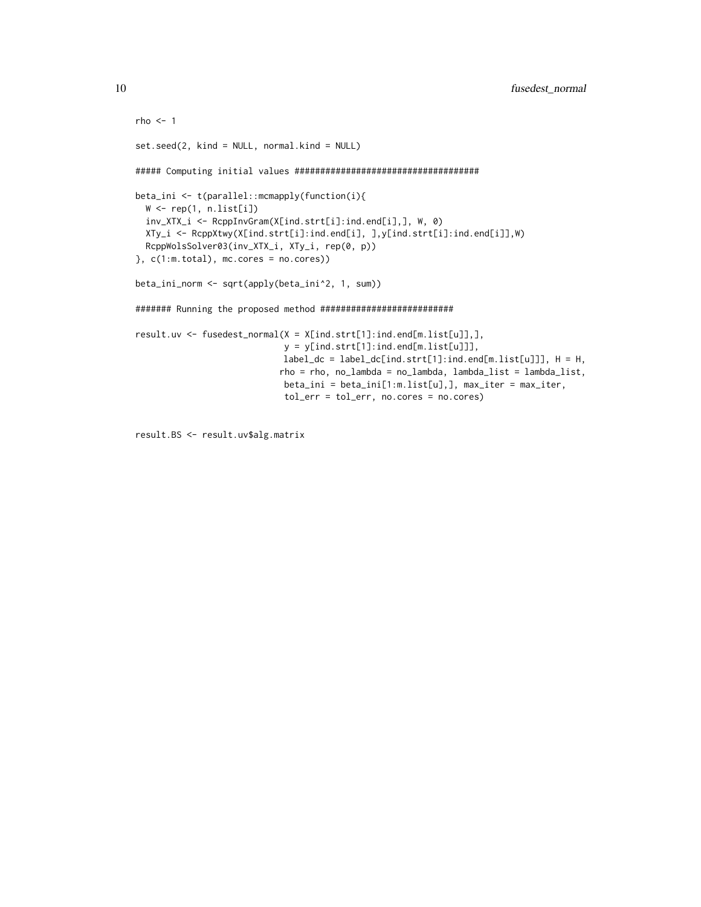```
rho <- 1

set.seed(2, kind = NULL, normal.kind = NULL)

##### Computing initial values ####################################

beta_ini <- t(parallel::mcmapply(function(i){
  W <- rep(1, n.list[i])
  inv_XTX_i <- RcppInvGram(X[ind.strt[i]:ind.end[i],], W, 0)
  XTy_i <- RcppXtwy(X[ind.strt[i]:ind.end[i], ],y[ind.strt[i]:ind.end[i]],W)
  RcppWolsSolver03(inv_XTX_i, XTy_i, rep(0, p))
}, c(1:m.total), mc.cores = no.cores))

beta_ini_norm <- sqrt(apply(beta_ini^2, 1, sum))

####### Running the proposed method ##########################

result.uv <- fusedest_normal(X = X[ind.strt[1]:ind.end[m.list[u]],],
                             y = y[ind.strt[1]:ind.end[m.list[u]]],
                             label_dc = label_dc[ind.strt[1]:ind.end[m.list[u]]], H = H,
                             rho = rho, no_lambda = no_lambda, lambda_list = lambda_list,
                             beta_ini = beta_ini[1:m.list[u],], max_iter = max_iter,
                             tol_err = tol_err, no.cores = no.cores)


result.BS <- result.uv$alg.matrix
```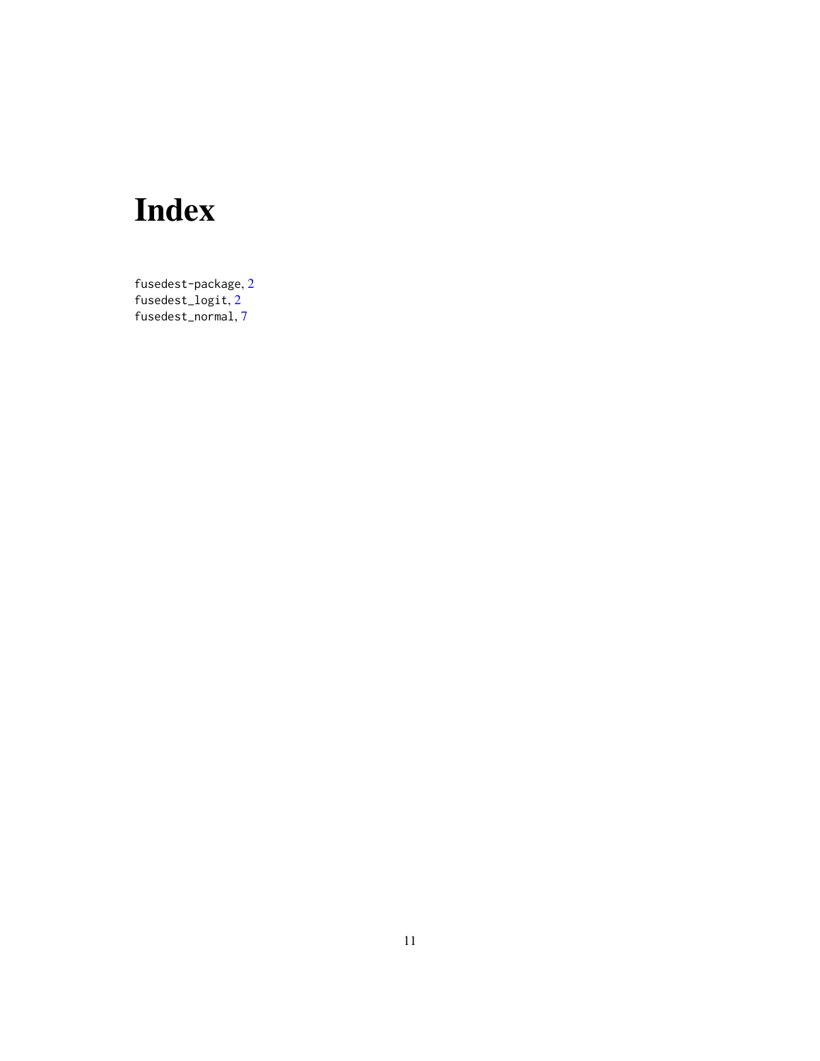# Index

fusedest-package, 2
fusedest_logit, 2
fusedest_normal, 7